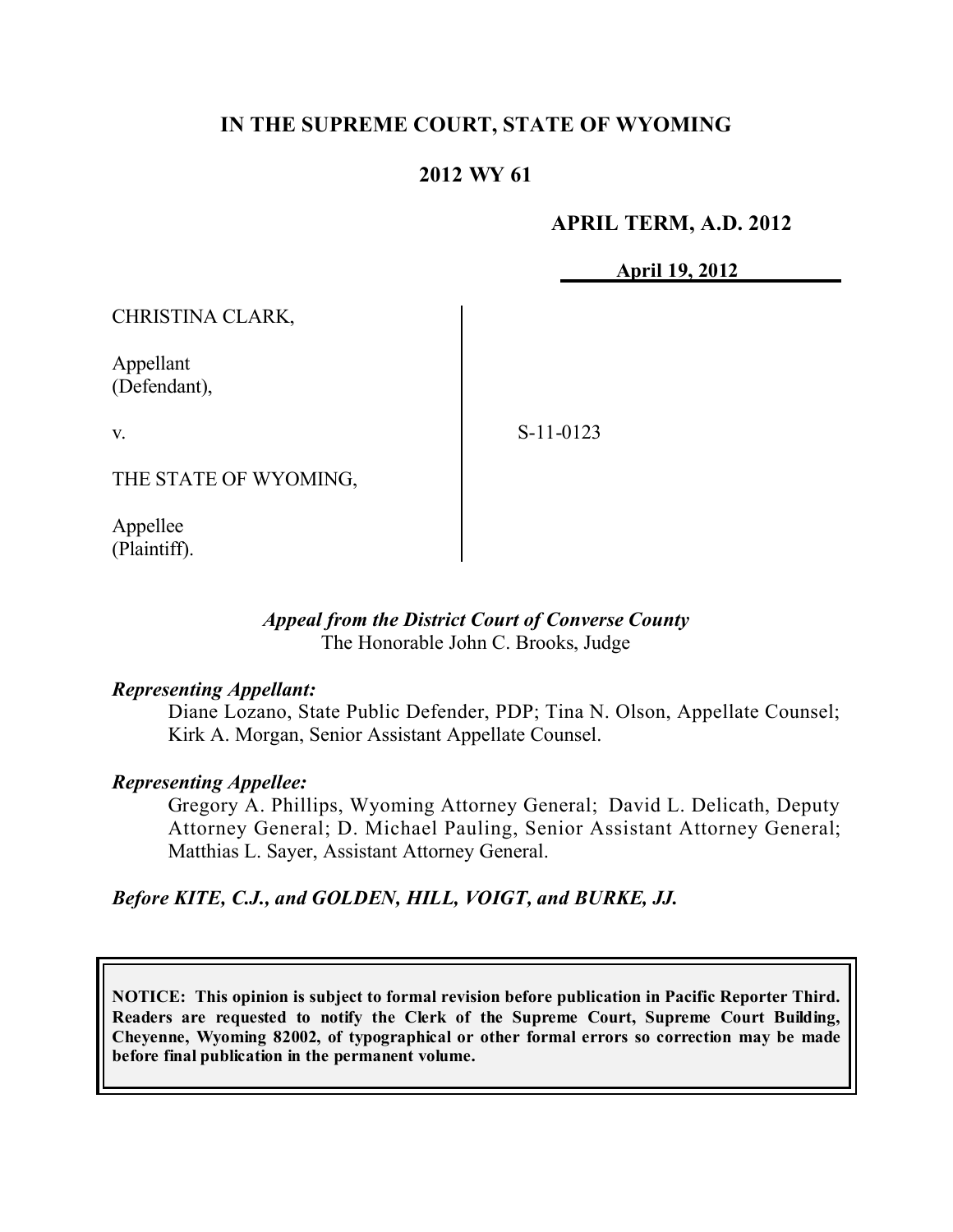**IN THE SUPREME COURT, STATE OF WYOMING**

**2012 WY 61**

**APRIL TERM, A.D. 2012**

**April 19, 2012**

CHRISTINA CLARK,

Appellant
(Defendant),

v.

THE STATE OF WYOMING,

Appellee
(Plaintiff).

S-11-0123

*Appeal from the District Court of Converse County*
The Honorable John C. Brooks, Judge

***Representing Appellant:***

Diane Lozano, State Public Defender, PDP; Tina N. Olson, Appellate Counsel; Kirk A. Morgan, Senior Assistant Appellate Counsel.

***Representing Appellee:***

Gregory A. Phillips, Wyoming Attorney General; David L. Delicath, Deputy Attorney General; D. Michael Pauling, Senior Assistant Attorney General; Matthias L. Sayer, Assistant Attorney General.

***Before KITE, C.J., and GOLDEN, HILL, VOIGT, and BURKE, JJ.***

**NOTICE: This opinion is subject to formal revision before publication in Pacific Reporter Third. Readers are requested to notify the Clerk of the Supreme Court, Supreme Court Building, Cheyenne, Wyoming 82002, of typographical or other formal errors so correction may be made before final publication in the permanent volume.**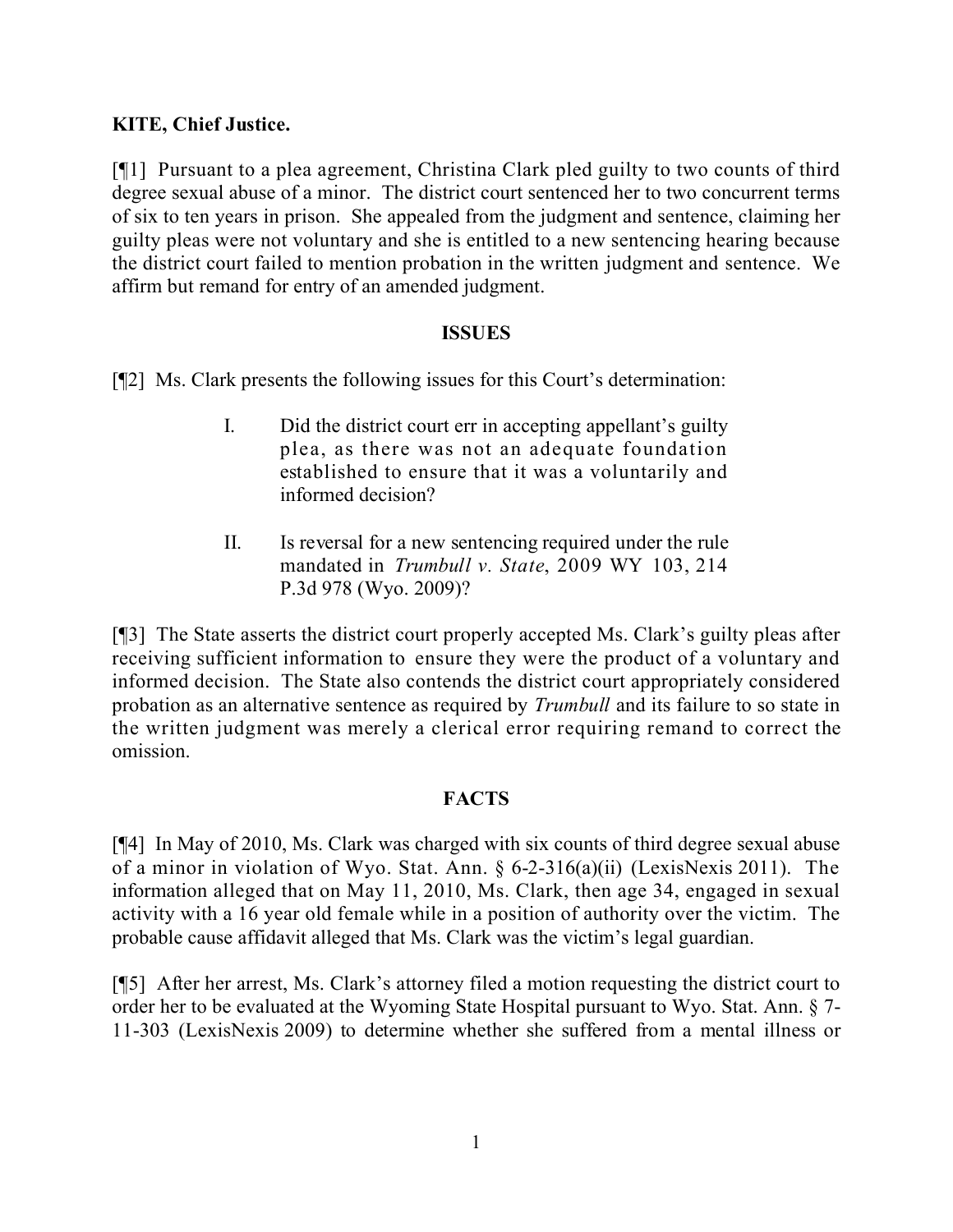**KITE, Chief Justice.**

[¶1] Pursuant to a plea agreement, Christina Clark pled guilty to two counts of third degree sexual abuse of a minor. The district court sentenced her to two concurrent terms of six to ten years in prison. She appealed from the judgment and sentence, claiming her guilty pleas were not voluntary and she is entitled to a new sentencing hearing because the district court failed to mention probation in the written judgment and sentence. We affirm but remand for entry of an amended judgment.

## ISSUES

[¶2] Ms. Clark presents the following issues for this Court's determination:

> I. Did the district court err in accepting appellant's guilty plea, as there was not an adequate foundation established to ensure that it was a voluntarily and informed decision?
>
> II. Is reversal for a new sentencing required under the rule mandated in *Trumbull v. State*, 2009 WY 103, 214 P.3d 978 (Wyo. 2009)?

[¶3] The State asserts the district court properly accepted Ms. Clark's guilty pleas after receiving sufficient information to ensure they were the product of a voluntary and informed decision. The State also contends the district court appropriately considered probation as an alternative sentence as required by *Trumbull* and its failure to so state in the written judgment was merely a clerical error requiring remand to correct the omission.

## FACTS

[¶4] In May of 2010, Ms. Clark was charged with six counts of third degree sexual abuse of a minor in violation of Wyo. Stat. Ann. § 6-2-316(a)(ii) (LexisNexis 2011). The information alleged that on May 11, 2010, Ms. Clark, then age 34, engaged in sexual activity with a 16 year old female while in a position of authority over the victim. The probable cause affidavit alleged that Ms. Clark was the victim's legal guardian.

[¶5] After her arrest, Ms. Clark's attorney filed a motion requesting the district court to order her to be evaluated at the Wyoming State Hospital pursuant to Wyo. Stat. Ann. § 7-11-303 (LexisNexis 2009) to determine whether she suffered from a mental illness or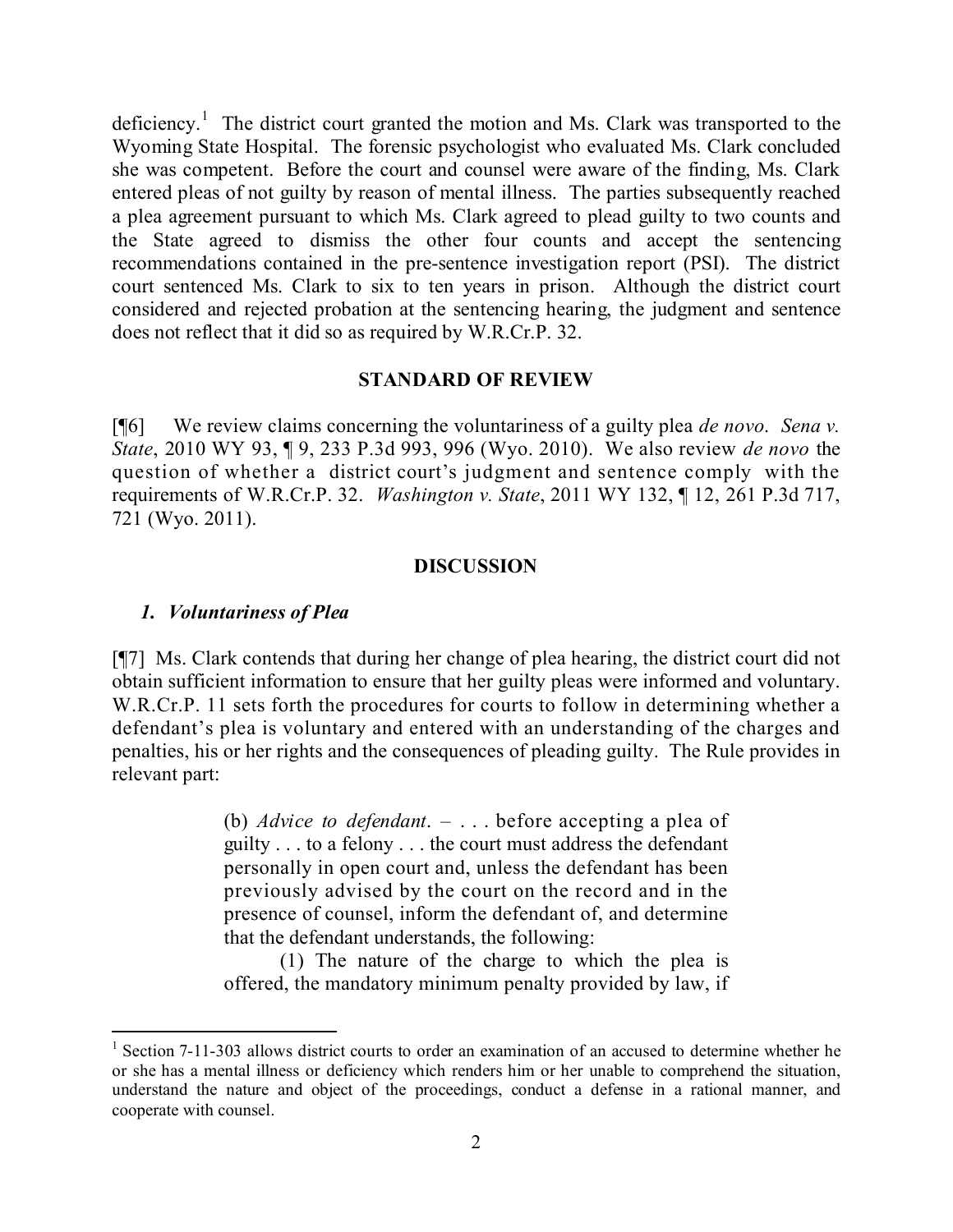deficiency.[1] The district court granted the motion and Ms. Clark was transported to the Wyoming State Hospital. The forensic psychologist who evaluated Ms. Clark concluded she was competent. Before the court and counsel were aware of the finding, Ms. Clark entered pleas of not guilty by reason of mental illness. The parties subsequently reached a plea agreement pursuant to which Ms. Clark agreed to plead guilty to two counts and the State agreed to dismiss the other four counts and accept the sentencing recommendations contained in the pre-sentence investigation report (PSI). The district court sentenced Ms. Clark to six to ten years in prison. Although the district court considered and rejected probation at the sentencing hearing, the judgment and sentence does not reflect that it did so as required by W.R.Cr.P. 32.

## STANDARD OF REVIEW

[¶6] We review claims concerning the voluntariness of a guilty plea *de novo*. *Sena v. State*, 2010 WY 93, ¶ 9, 233 P.3d 993, 996 (Wyo. 2010). We also review *de novo* the question of whether a district court's judgment and sentence comply with the requirements of W.R.Cr.P. 32. *Washington v. State*, 2011 WY 132, ¶ 12, 261 P.3d 717, 721 (Wyo. 2011).

## DISCUSSION

### *1. Voluntariness of Plea*

[¶7] Ms. Clark contends that during her change of plea hearing, the district court did not obtain sufficient information to ensure that her guilty pleas were informed and voluntary. W.R.Cr.P. 11 sets forth the procedures for courts to follow in determining whether a defendant's plea is voluntary and entered with an understanding of the charges and penalties, his or her rights and the consequences of pleading guilty. The Rule provides in relevant part:

> (b) *Advice to defendant*. – . . . before accepting a plea of guilty . . . to a felony . . . the court must address the defendant personally in open court and, unless the defendant has been previously advised by the court on the record and in the presence of counsel, inform the defendant of, and determine that the defendant understands, the following:
>
> (1) The nature of the charge to which the plea is offered, the mandatory minimum penalty provided by law, if

[1] Section 7-11-303 allows district courts to order an examination of an accused to determine whether he or she has a mental illness or deficiency which renders him or her unable to comprehend the situation, understand the nature and object of the proceedings, conduct a defense in a rational manner, and cooperate with counsel.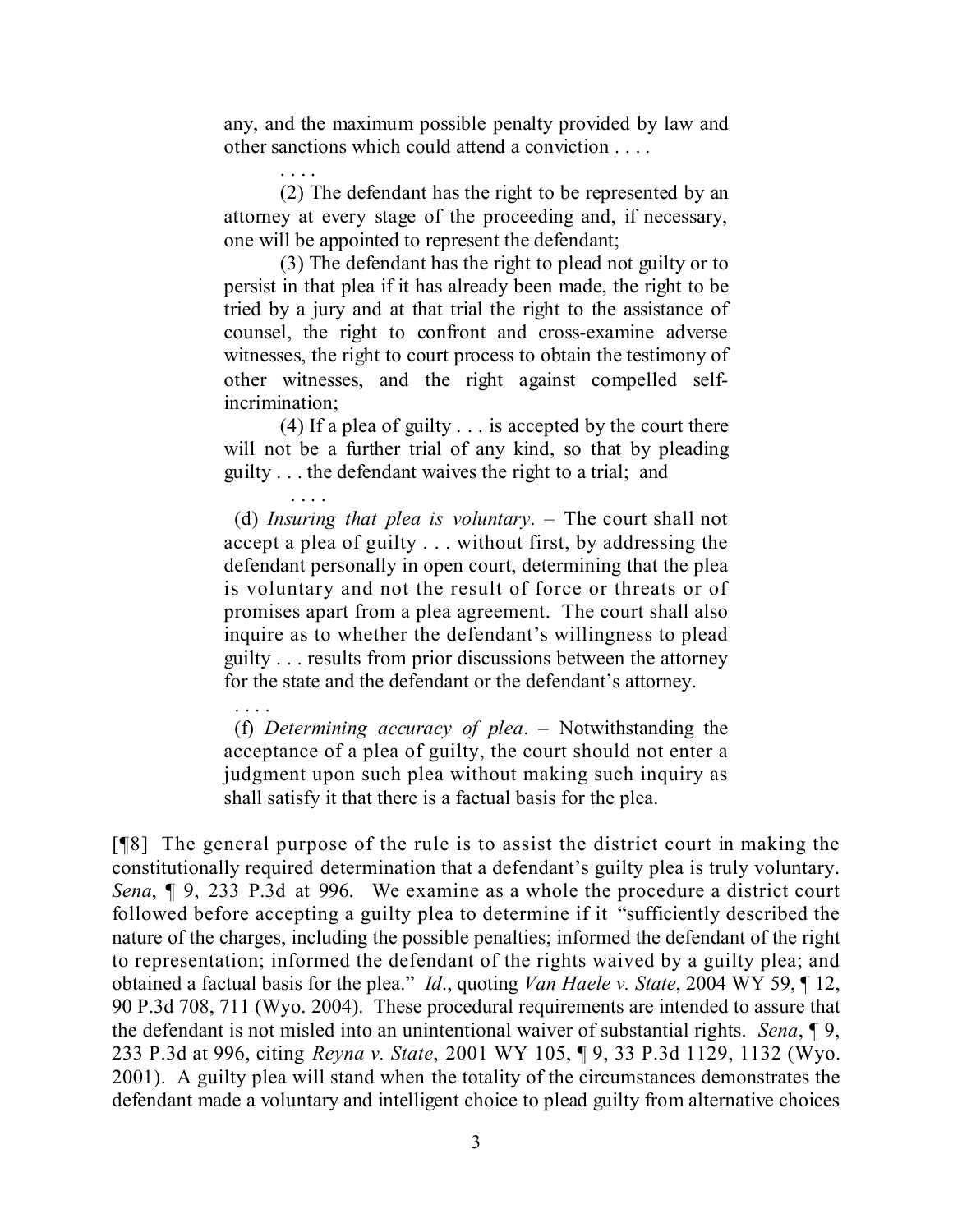> any, and the maximum possible penalty provided by law and other sanctions which could attend a conviction . . . .
>
> . . . .
>
> (2) The defendant has the right to be represented by an attorney at every stage of the proceeding and, if necessary, one will be appointed to represent the defendant;
>
> (3) The defendant has the right to plead not guilty or to persist in that plea if it has already been made, the right to be tried by a jury and at that trial the right to the assistance of counsel, the right to confront and cross-examine adverse witnesses, the right to court process to obtain the testimony of other witnesses, and the right against compelled self-incrimination;
>
> (4) If a plea of guilty . . . is accepted by the court there will not be a further trial of any kind, so that by pleading guilty . . . the defendant waives the right to a trial; and
>
> . . . .
>
> (d) *Insuring that plea is voluntary*. – The court shall not accept a plea of guilty . . . without first, by addressing the defendant personally in open court, determining that the plea is voluntary and not the result of force or threats or of promises apart from a plea agreement. The court shall also inquire as to whether the defendant's willingness to plead guilty . . . results from prior discussions between the attorney for the state and the defendant or the defendant's attorney.
>
> . . . .
>
> (f) *Determining accuracy of plea*. – Notwithstanding the acceptance of a plea of guilty, the court should not enter a judgment upon such plea without making such inquiry as shall satisfy it that there is a factual basis for the plea.

[¶8] The general purpose of the rule is to assist the district court in making the constitutionally required determination that a defendant's guilty plea is truly voluntary. *Sena*, ¶ 9, 233 P.3d at 996. We examine as a whole the procedure a district court followed before accepting a guilty plea to determine if it "sufficiently described the nature of the charges, including the possible penalties; informed the defendant of the right to representation; informed the defendant of the rights waived by a guilty plea; and obtained a factual basis for the plea." *Id*., quoting *Van Haele v. State*, 2004 WY 59, ¶ 12, 90 P.3d 708, 711 (Wyo. 2004). These procedural requirements are intended to assure that the defendant is not misled into an unintentional waiver of substantial rights. *Sena*, ¶ 9, 233 P.3d at 996, citing *Reyna v. State*, 2001 WY 105, ¶ 9, 33 P.3d 1129, 1132 (Wyo. 2001). A guilty plea will stand when the totality of the circumstances demonstrates the defendant made a voluntary and intelligent choice to plead guilty from alternative choices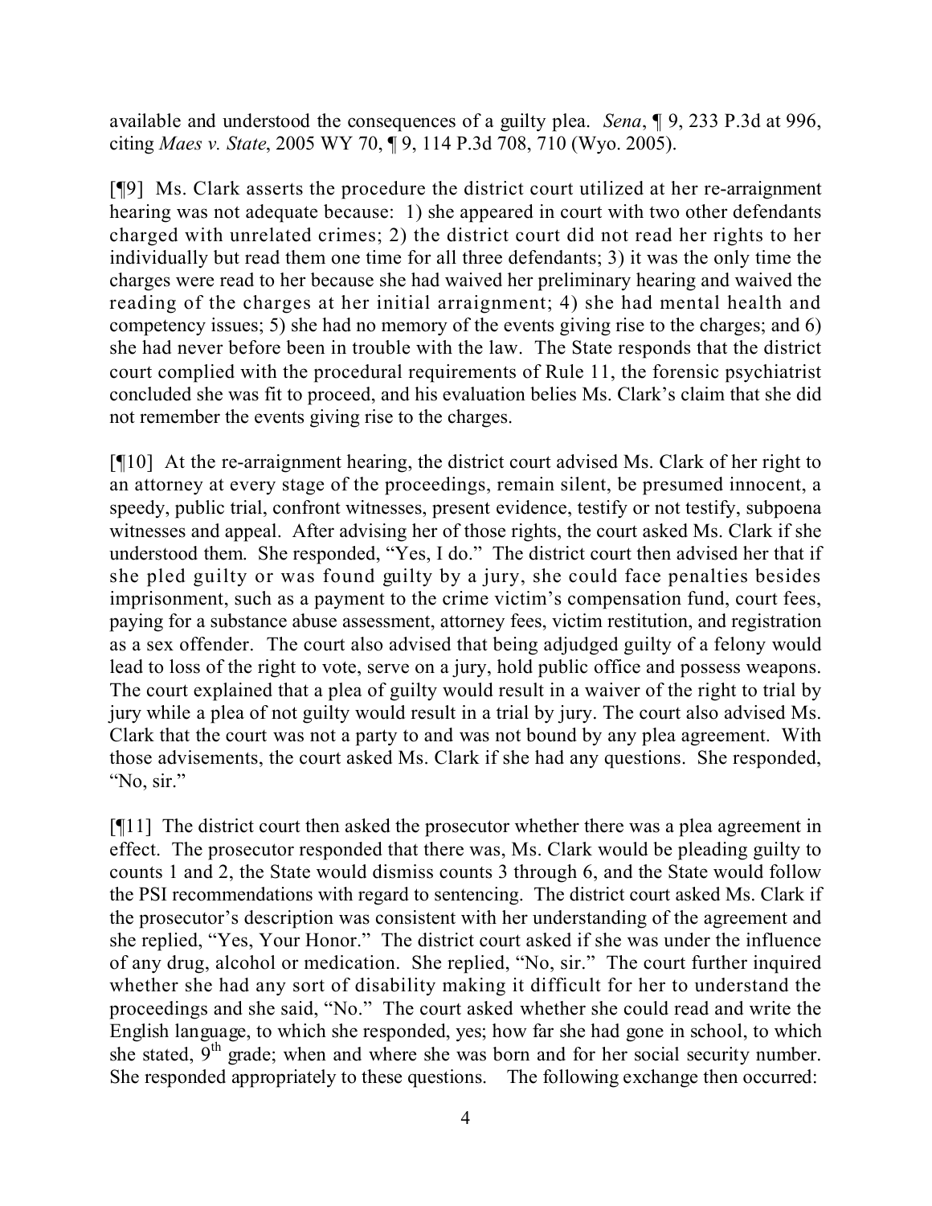available and understood the consequences of a guilty plea. *Sena*, ¶ 9, 233 P.3d at 996, citing *Maes v. State*, 2005 WY 70, ¶ 9, 114 P.3d 708, 710 (Wyo. 2005).

[¶9] Ms. Clark asserts the procedure the district court utilized at her re-arraignment hearing was not adequate because: 1) she appeared in court with two other defendants charged with unrelated crimes; 2) the district court did not read her rights to her individually but read them one time for all three defendants; 3) it was the only time the charges were read to her because she had waived her preliminary hearing and waived the reading of the charges at her initial arraignment; 4) she had mental health and competency issues; 5) she had no memory of the events giving rise to the charges; and 6) she had never before been in trouble with the law. The State responds that the district court complied with the procedural requirements of Rule 11, the forensic psychiatrist concluded she was fit to proceed, and his evaluation belies Ms. Clark's claim that she did not remember the events giving rise to the charges.

[¶10] At the re-arraignment hearing, the district court advised Ms. Clark of her right to an attorney at every stage of the proceedings, remain silent, be presumed innocent, a speedy, public trial, confront witnesses, present evidence, testify or not testify, subpoena witnesses and appeal. After advising her of those rights, the court asked Ms. Clark if she understood them. She responded, "Yes, I do." The district court then advised her that if she pled guilty or was found guilty by a jury, she could face penalties besides imprisonment, such as a payment to the crime victim's compensation fund, court fees, paying for a substance abuse assessment, attorney fees, victim restitution, and registration as a sex offender. The court also advised that being adjudged guilty of a felony would lead to loss of the right to vote, serve on a jury, hold public office and possess weapons. The court explained that a plea of guilty would result in a waiver of the right to trial by jury while a plea of not guilty would result in a trial by jury. The court also advised Ms. Clark that the court was not a party to and was not bound by any plea agreement. With those advisements, the court asked Ms. Clark if she had any questions. She responded, "No, sir."

[¶11] The district court then asked the prosecutor whether there was a plea agreement in effect. The prosecutor responded that there was, Ms. Clark would be pleading guilty to counts 1 and 2, the State would dismiss counts 3 through 6, and the State would follow the PSI recommendations with regard to sentencing. The district court asked Ms. Clark if the prosecutor's description was consistent with her understanding of the agreement and she replied, "Yes, Your Honor." The district court asked if she was under the influence of any drug, alcohol or medication. She replied, "No, sir." The court further inquired whether she had any sort of disability making it difficult for her to understand the proceedings and she said, "No." The court asked whether she could read and write the English language, to which she responded, yes; how far she had gone in school, to which she stated, 9th grade; when and where she was born and for her social security number. She responded appropriately to these questions. The following exchange then occurred: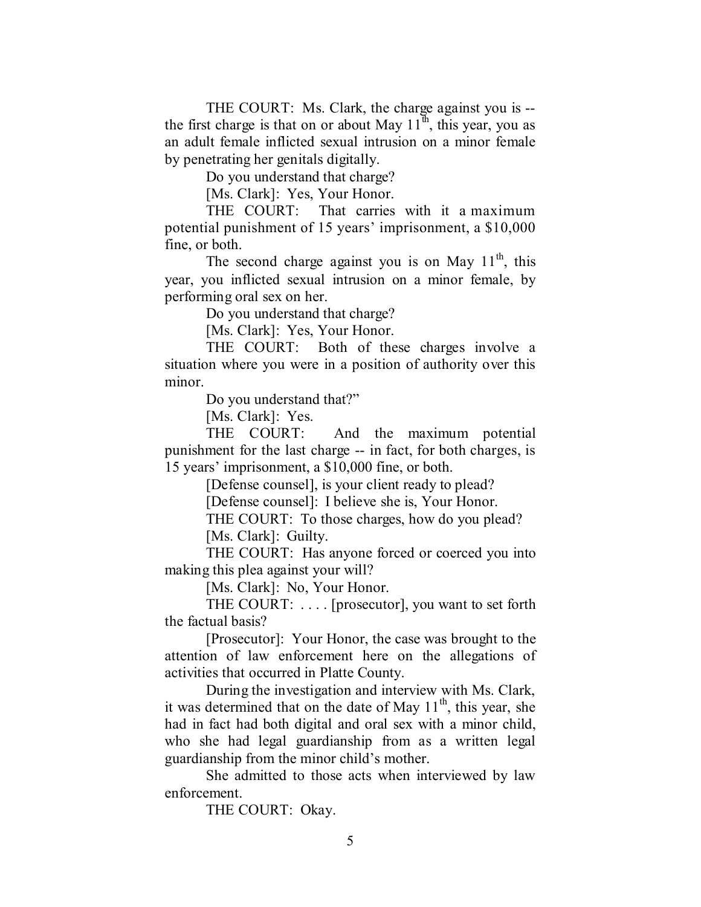THE COURT: Ms. Clark, the charge against you is -- the first charge is that on or about May 11th, this year, you as an adult female inflicted sexual intrusion on a minor female by penetrating her genitals digitally.

Do you understand that charge?

[Ms. Clark]: Yes, Your Honor.

THE COURT: That carries with it a maximum potential punishment of 15 years' imprisonment, a $10,000 fine, or both.

The second charge against you is on May 11th, this year, you inflicted sexual intrusion on a minor female, by performing oral sex on her.

Do you understand that charge?

[Ms. Clark]: Yes, Your Honor.

THE COURT: Both of these charges involve a situation where you were in a position of authority over this minor.

Do you understand that?"

[Ms. Clark]: Yes.

THE COURT: And the maximum potential punishment for the last charge -- in fact, for both charges, is 15 years' imprisonment, a $10,000 fine, or both.

[Defense counsel], is your client ready to plead?

[Defense counsel]: I believe she is, Your Honor.

THE COURT: To those charges, how do you plead?

[Ms. Clark]: Guilty.

THE COURT: Has anyone forced or coerced you into making this plea against your will?

[Ms. Clark]: No, Your Honor.

THE COURT: . . . . [prosecutor], you want to set forth the factual basis?

[Prosecutor]: Your Honor, the case was brought to the attention of law enforcement here on the allegations of activities that occurred in Platte County.

During the investigation and interview with Ms. Clark, it was determined that on the date of May 11th, this year, she had in fact had both digital and oral sex with a minor child, who she had legal guardianship from as a written legal guardianship from the minor child's mother.

She admitted to those acts when interviewed by law enforcement.

THE COURT: Okay.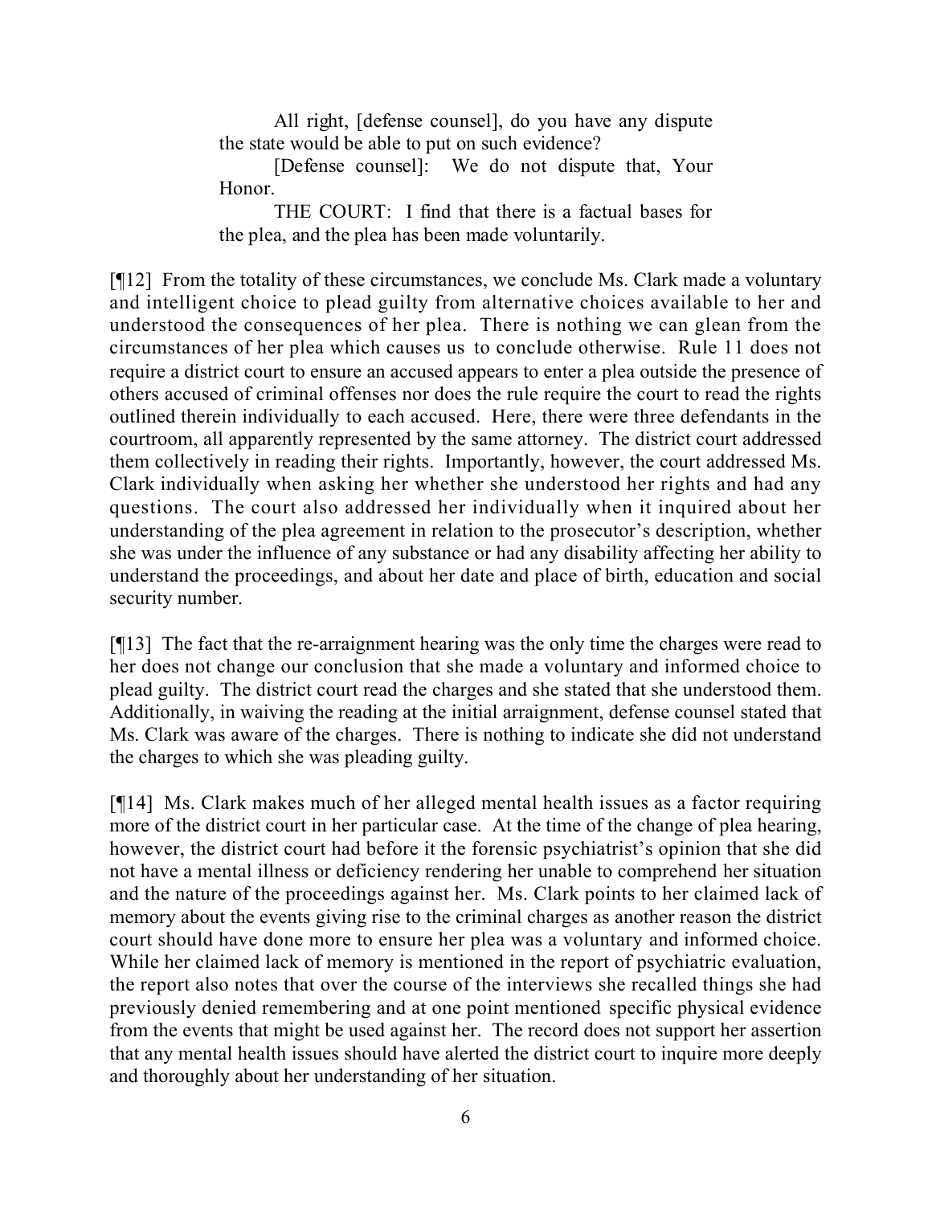> All right, [defense counsel], do you have any dispute the state would be able to put on such evidence?
>
> [Defense counsel]: We do not dispute that, Your Honor.
>
> THE COURT: I find that there is a factual bases for the plea, and the plea has been made voluntarily.

[¶12] From the totality of these circumstances, we conclude Ms. Clark made a voluntary and intelligent choice to plead guilty from alternative choices available to her and understood the consequences of her plea. There is nothing we can glean from the circumstances of her plea which causes us to conclude otherwise. Rule 11 does not require a district court to ensure an accused appears to enter a plea outside the presence of others accused of criminal offenses nor does the rule require the court to read the rights outlined therein individually to each accused. Here, there were three defendants in the courtroom, all apparently represented by the same attorney. The district court addressed them collectively in reading their rights. Importantly, however, the court addressed Ms. Clark individually when asking her whether she understood her rights and had any questions. The court also addressed her individually when it inquired about her understanding of the plea agreement in relation to the prosecutor's description, whether she was under the influence of any substance or had any disability affecting her ability to understand the proceedings, and about her date and place of birth, education and social security number.

[¶13] The fact that the re-arraignment hearing was the only time the charges were read to her does not change our conclusion that she made a voluntary and informed choice to plead guilty. The district court read the charges and she stated that she understood them. Additionally, in waiving the reading at the initial arraignment, defense counsel stated that Ms. Clark was aware of the charges. There is nothing to indicate she did not understand the charges to which she was pleading guilty.

[¶14] Ms. Clark makes much of her alleged mental health issues as a factor requiring more of the district court in her particular case. At the time of the change of plea hearing, however, the district court had before it the forensic psychiatrist's opinion that she did not have a mental illness or deficiency rendering her unable to comprehend her situation and the nature of the proceedings against her. Ms. Clark points to her claimed lack of memory about the events giving rise to the criminal charges as another reason the district court should have done more to ensure her plea was a voluntary and informed choice. While her claimed lack of memory is mentioned in the report of psychiatric evaluation, the report also notes that over the course of the interviews she recalled things she had previously denied remembering and at one point mentioned specific physical evidence from the events that might be used against her. The record does not support her assertion that any mental health issues should have alerted the district court to inquire more deeply and thoroughly about her understanding of her situation.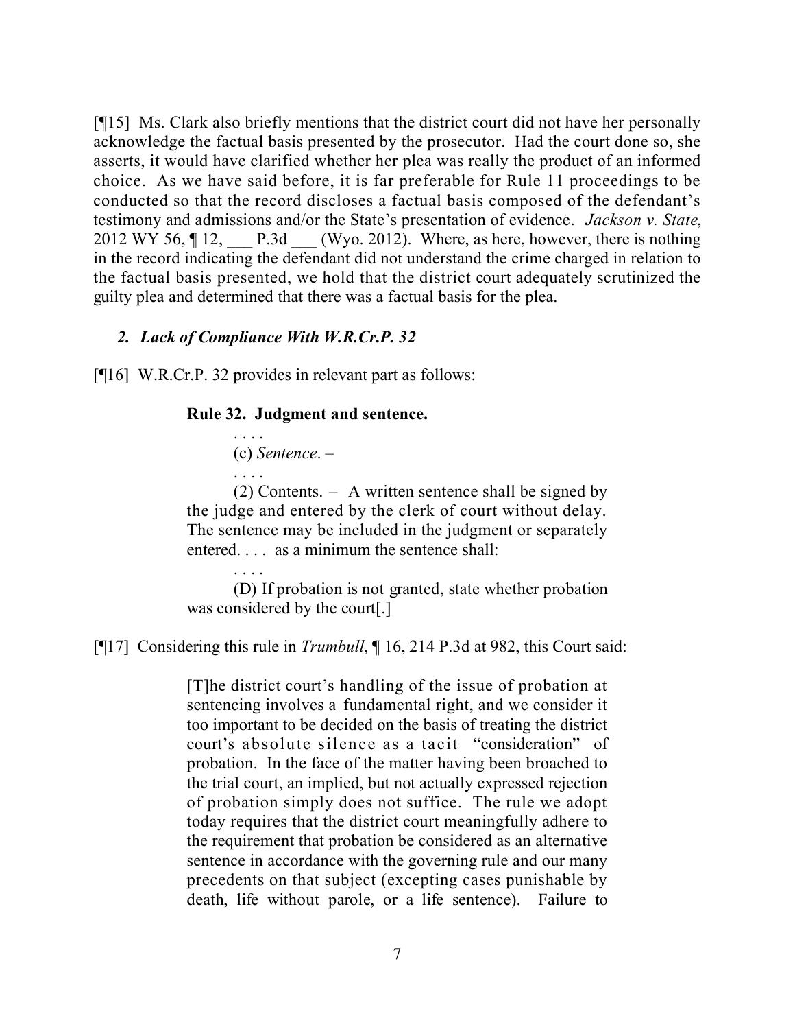[¶15] Ms. Clark also briefly mentions that the district court did not have her personally acknowledge the factual basis presented by the prosecutor. Had the court done so, she asserts, it would have clarified whether her plea was really the product of an informed choice. As we have said before, it is far preferable for Rule 11 proceedings to be conducted so that the record discloses a factual basis composed of the defendant's testimony and admissions and/or the State's presentation of evidence. *Jackson v. State*, 2012 WY 56, ¶ 12, ___ P.3d ___ (Wyo. 2012). Where, as here, however, there is nothing in the record indicating the defendant did not understand the crime charged in relation to the factual basis presented, we hold that the district court adequately scrutinized the guilty plea and determined that there was a factual basis for the plea.

### *2. Lack of Compliance With W.R.Cr.P. 32*

[¶16] W.R.Cr.P. 32 provides in relevant part as follows:

> **Rule 32. Judgment and sentence.**
>
> . . . .
>
> (c) *Sentence*. –
>
> . . . .
>
> (2) Contents. – A written sentence shall be signed by the judge and entered by the clerk of court without delay. The sentence may be included in the judgment or separately entered. . . . as a minimum the sentence shall:
>
> . . . .
>
> (D) If probation is not granted, state whether probation was considered by the court[.]

[¶17] Considering this rule in *Trumbull*, ¶ 16, 214 P.3d at 982, this Court said:

> [T]he district court's handling of the issue of probation at sentencing involves a fundamental right, and we consider it too important to be decided on the basis of treating the district court's absolute silence as a tacit "consideration" of probation. In the face of the matter having been broached to the trial court, an implied, but not actually expressed rejection of probation simply does not suffice. The rule we adopt today requires that the district court meaningfully adhere to the requirement that probation be considered as an alternative sentence in accordance with the governing rule and our many precedents on that subject (excepting cases punishable by death, life without parole, or a life sentence). Failure to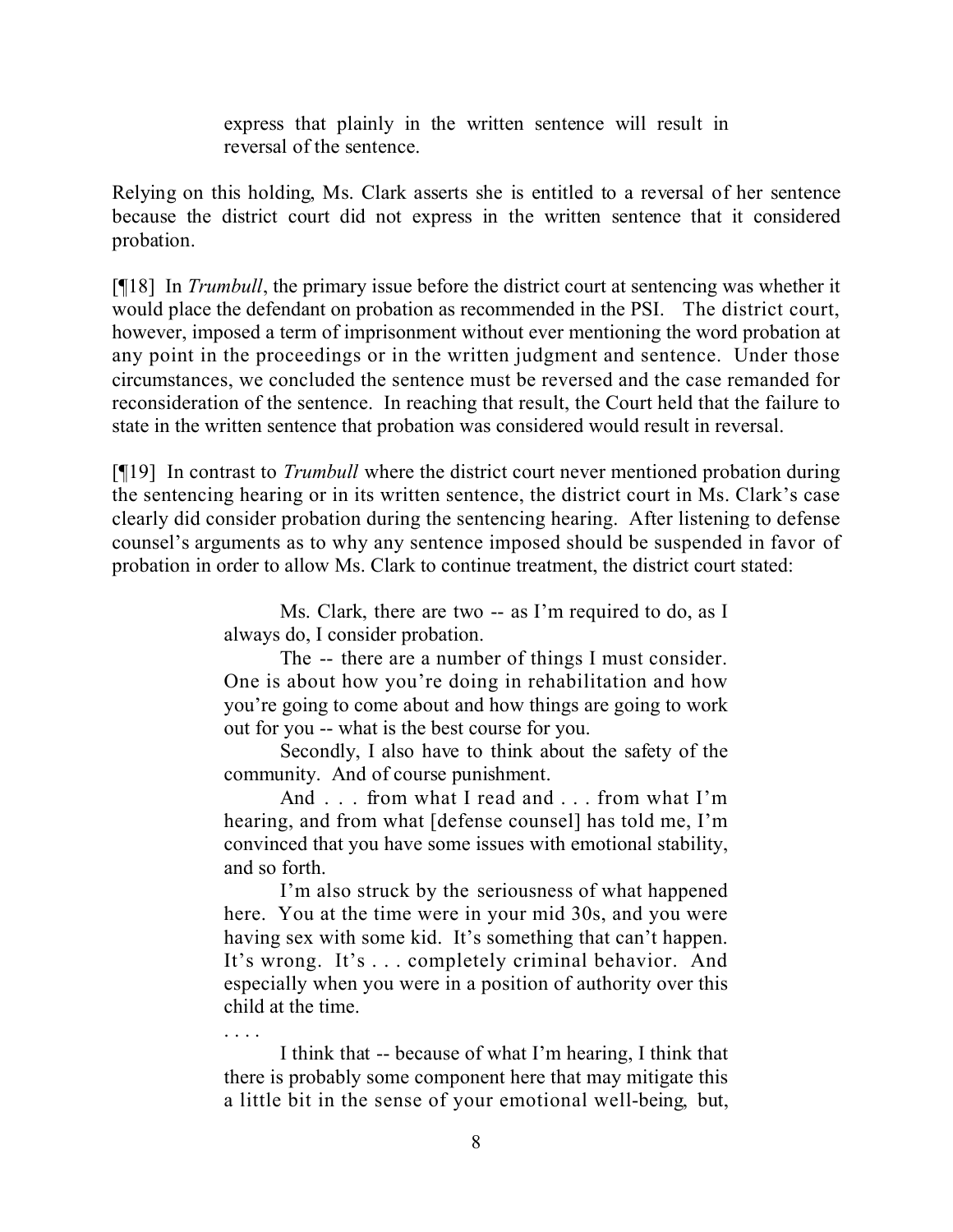> express that plainly in the written sentence will result in reversal of the sentence.

Relying on this holding, Ms. Clark asserts she is entitled to a reversal of her sentence because the district court did not express in the written sentence that it considered probation.

[¶18] In *Trumbull*, the primary issue before the district court at sentencing was whether it would place the defendant on probation as recommended in the PSI. The district court, however, imposed a term of imprisonment without ever mentioning the word probation at any point in the proceedings or in the written judgment and sentence. Under those circumstances, we concluded the sentence must be reversed and the case remanded for reconsideration of the sentence. In reaching that result, the Court held that the failure to state in the written sentence that probation was considered would result in reversal.

[¶19] In contrast to *Trumbull* where the district court never mentioned probation during the sentencing hearing or in its written sentence, the district court in Ms. Clark's case clearly did consider probation during the sentencing hearing. After listening to defense counsel's arguments as to why any sentence imposed should be suspended in favor of probation in order to allow Ms. Clark to continue treatment, the district court stated:

> Ms. Clark, there are two -- as I'm required to do, as I always do, I consider probation.
>
> The -- there are a number of things I must consider. One is about how you're doing in rehabilitation and how you're going to come about and how things are going to work out for you -- what is the best course for you.
>
> Secondly, I also have to think about the safety of the community. And of course punishment.
>
> And . . . from what I read and . . . from what I'm hearing, and from what [defense counsel] has told me, I'm convinced that you have some issues with emotional stability, and so forth.
>
> I'm also struck by the seriousness of what happened here. You at the time were in your mid 30s, and you were having sex with some kid. It's something that can't happen. It's wrong. It's . . . completely criminal behavior. And especially when you were in a position of authority over this child at the time.
>
> . . . .
>
> I think that -- because of what I'm hearing, I think that there is probably some component here that may mitigate this a little bit in the sense of your emotional well-being, but,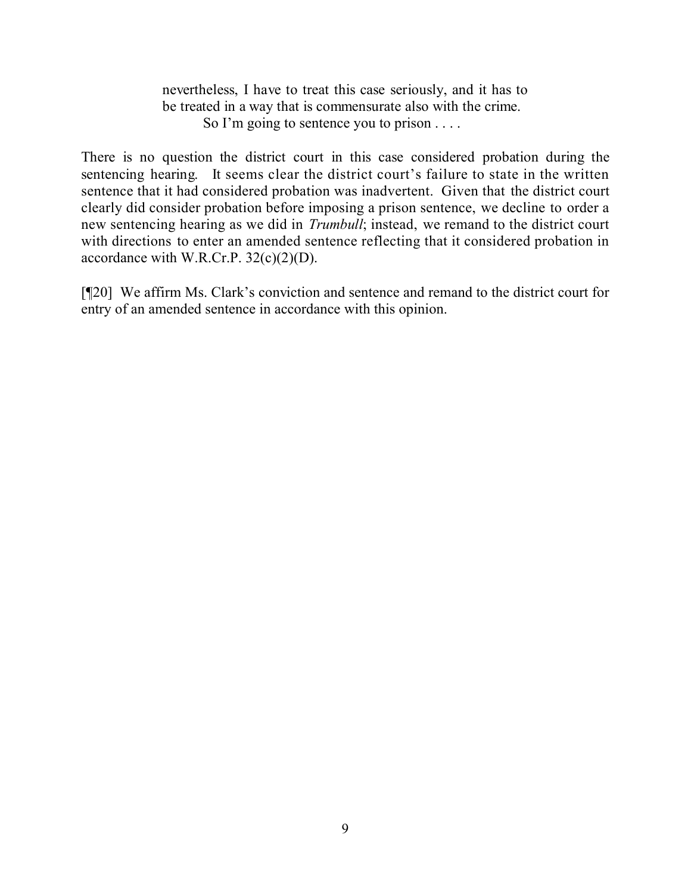> nevertheless, I have to treat this case seriously, and it has to be treated in a way that is commensurate also with the crime.
>
> So I'm going to sentence you to prison . . . .

There is no question the district court in this case considered probation during the sentencing hearing. It seems clear the district court's failure to state in the written sentence that it had considered probation was inadvertent. Given that the district court clearly did consider probation before imposing a prison sentence, we decline to order a new sentencing hearing as we did in *Trumbull*; instead, we remand to the district court with directions to enter an amended sentence reflecting that it considered probation in accordance with W.R.Cr.P. 32(c)(2)(D).

[¶20] We affirm Ms. Clark's conviction and sentence and remand to the district court for entry of an amended sentence in accordance with this opinion.